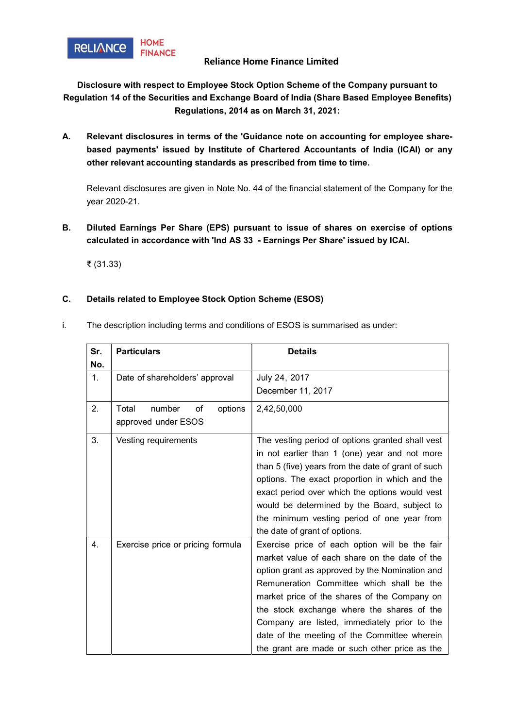Reliance Home Finance Limited

**Disclosure with respect to Employee Stock Option Scheme of the Company pursuant to Regulation 14 of the Securities and Exchange Board of India (Share Based Employee Benefits) Regulations, 2014 as on March 31, 2021:**

**A. Relevant disclosures in terms of the 'Guidance note on accounting for employee share-based payments' issued by Institute of Chartered Accountants of India (ICAI) or any other relevant accounting standards as prescribed from time to time.**

Relevant disclosures are given in Note No. 44 of the financial statement of the Company for the year 2020-21.

**B. Diluted Earnings Per Share (EPS) pursuant to issue of shares on exercise of options calculated in accordance with 'Ind AS 33 - Earnings Per Share' issued by ICAI.**

₹ (31.33)

**C. Details related to Employee Stock Option Scheme (ESOS)**

i. The description including terms and conditions of ESOS is summarised as under:

| Sr. No. | Particulars | Details |
|---|---|---|
| 1. | Date of shareholders' approval | July 24, 2017<br>December 11, 2017 |
| 2. | Total number of options approved under ESOS | 2,42,50,000 |
| 3. | Vesting requirements | The vesting period of options granted shall vest in not earlier than 1 (one) year and not more than 5 (five) years from the date of grant of such options. The exact proportion in which and the exact period over which the options would vest would be determined by the Board, subject to the minimum vesting period of one year from the date of grant of options. |
| 4. | Exercise price or pricing formula | Exercise price of each option will be the fair market value of each share on the date of the option grant as approved by the Nomination and Remuneration Committee which shall be the market price of the shares of the Company on the stock exchange where the shares of the Company are listed, immediately prior to the date of the meeting of the Committee wherein the grant are made or such other price as the |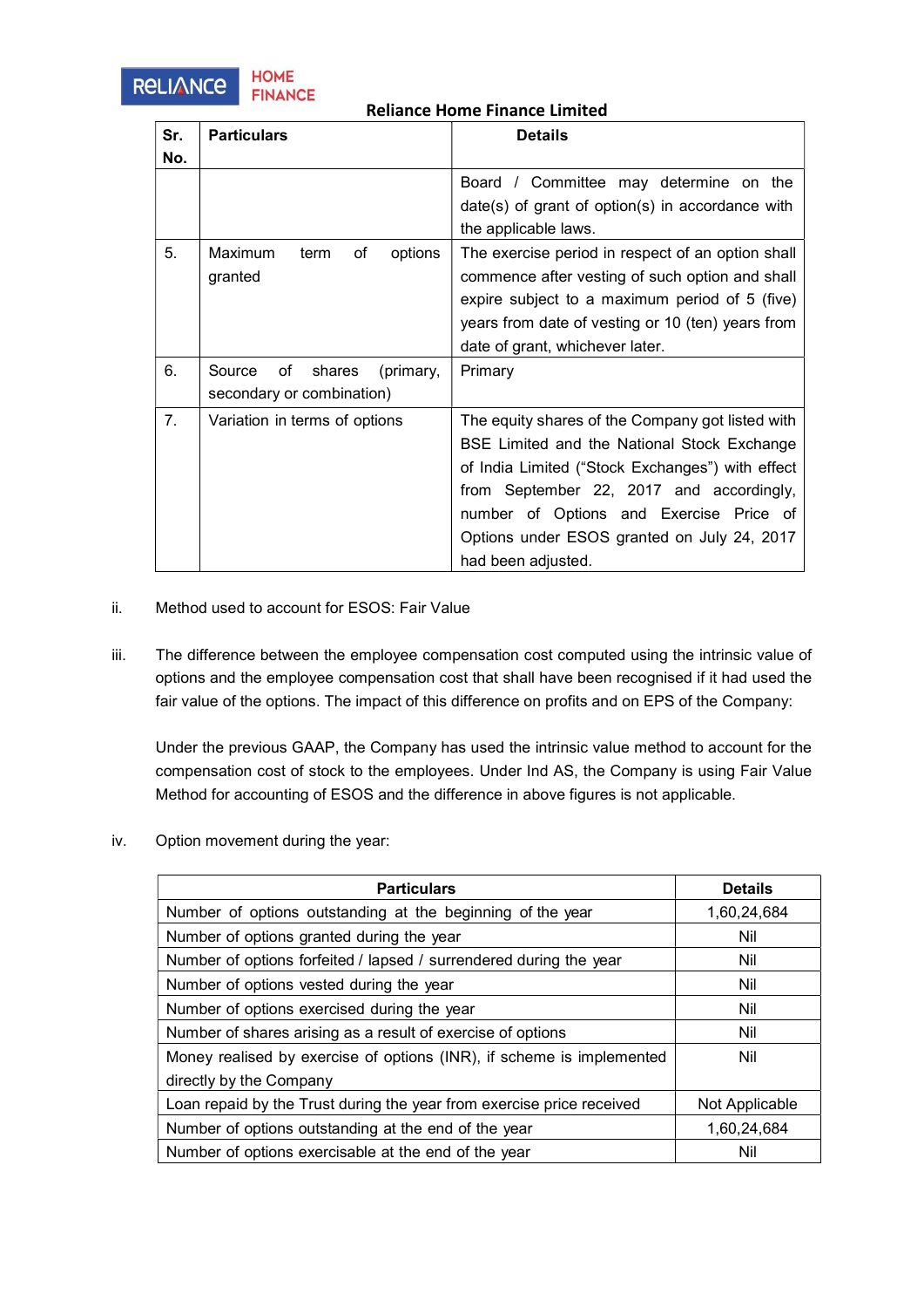**Reliance Home Finance Limited**

| Sr. No. | Particulars | Details |
|---|---|---|
| | | Board / Committee may determine on the date(s) of grant of option(s) in accordance with the applicable laws. |
| 5. | Maximum term of options granted | The exercise period in respect of an option shall commence after vesting of such option and shall expire subject to a maximum period of 5 (five) years from date of vesting or 10 (ten) years from date of grant, whichever later. |
| 6. | Source of shares (primary, secondary or combination) | Primary |
| 7. | Variation in terms of options | The equity shares of the Company got listed with BSE Limited and the National Stock Exchange of India Limited ("Stock Exchanges") with effect from September 22, 2017 and accordingly, number of Options and Exercise Price of Options under ESOS granted on July 24, 2017 had been adjusted. |

ii. Method used to account for ESOS: Fair Value

iii. The difference between the employee compensation cost computed using the intrinsic value of options and the employee compensation cost that shall have been recognised if it had used the fair value of the options. The impact of this difference on profits and on EPS of the Company:

Under the previous GAAP, the Company has used the intrinsic value method to account for the compensation cost of stock to the employees. Under Ind AS, the Company is using Fair Value Method for accounting of ESOS and the difference in above figures is not applicable.

iv. Option movement during the year:

| Particulars | Details |
|---|---|
| Number of options outstanding at the beginning of the year | 1,60,24,684 |
| Number of options granted during the year | Nil |
| Number of options forfeited / lapsed / surrendered during the year | Nil |
| Number of options vested during the year | Nil |
| Number of options exercised during the year | Nil |
| Number of shares arising as a result of exercise of options | Nil |
| Money realised by exercise of options (INR), if scheme is implemented directly by the Company | Nil |
| Loan repaid by the Trust during the year from exercise price received | Not Applicable |
| Number of options outstanding at the end of the year | 1,60,24,684 |
| Number of options exercisable at the end of the year | Nil |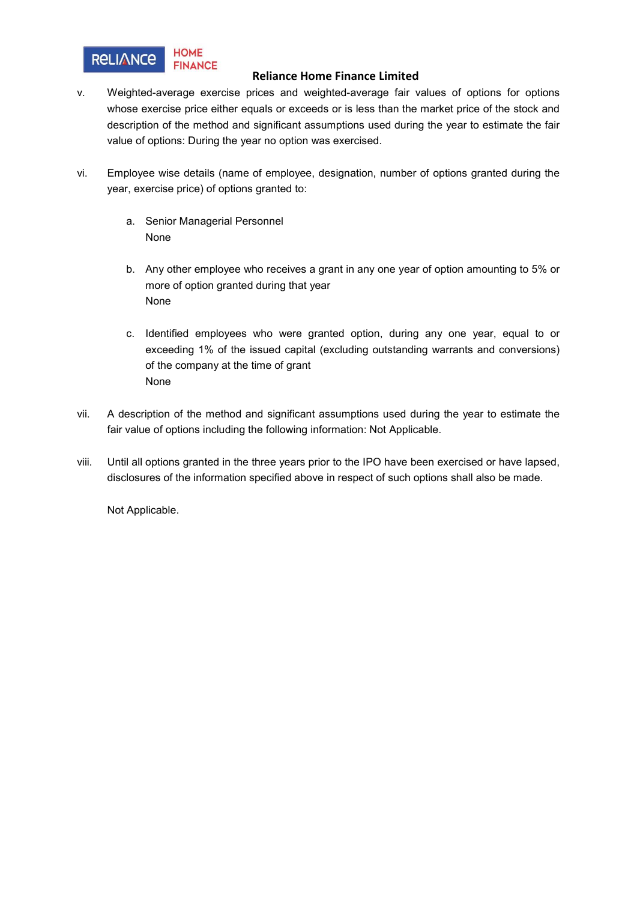v. Weighted-average exercise prices and weighted-average fair values of options for options whose exercise price either equals or exceeds or is less than the market price of the stock and description of the method and significant assumptions used during the year to estimate the fair value of options: During the year no option was exercised.

vi. Employee wise details (name of employee, designation, number of options granted during the year, exercise price) of options granted to:

   a. Senior Managerial Personnel
      None

   b. Any other employee who receives a grant in any one year of option amounting to 5% or more of option granted during that year
      None

   c. Identified employees who were granted option, during any one year, equal to or exceeding 1% of the issued capital (excluding outstanding warrants and conversions) of the company at the time of grant
      None

vii. A description of the method and significant assumptions used during the year to estimate the fair value of options including the following information: Not Applicable.

viii. Until all options granted in the three years prior to the IPO have been exercised or have lapsed, disclosures of the information specified above in respect of such options shall also be made.

   Not Applicable.